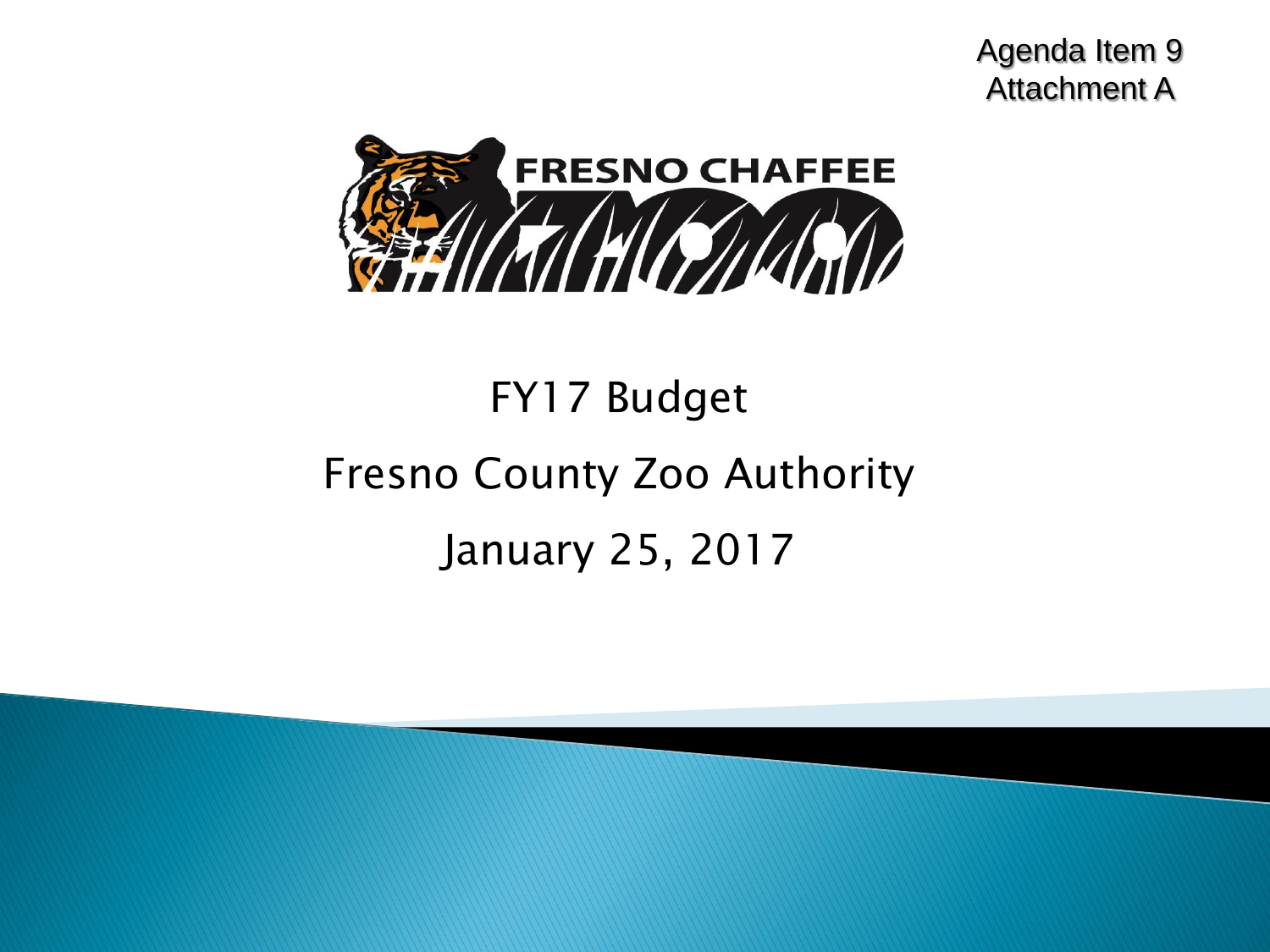Agenda Item 9
Attachment A

FRESNO CHAFFEE ZOO

# FY17 Budget

## Fresno County Zoo Authority

## January 25, 2017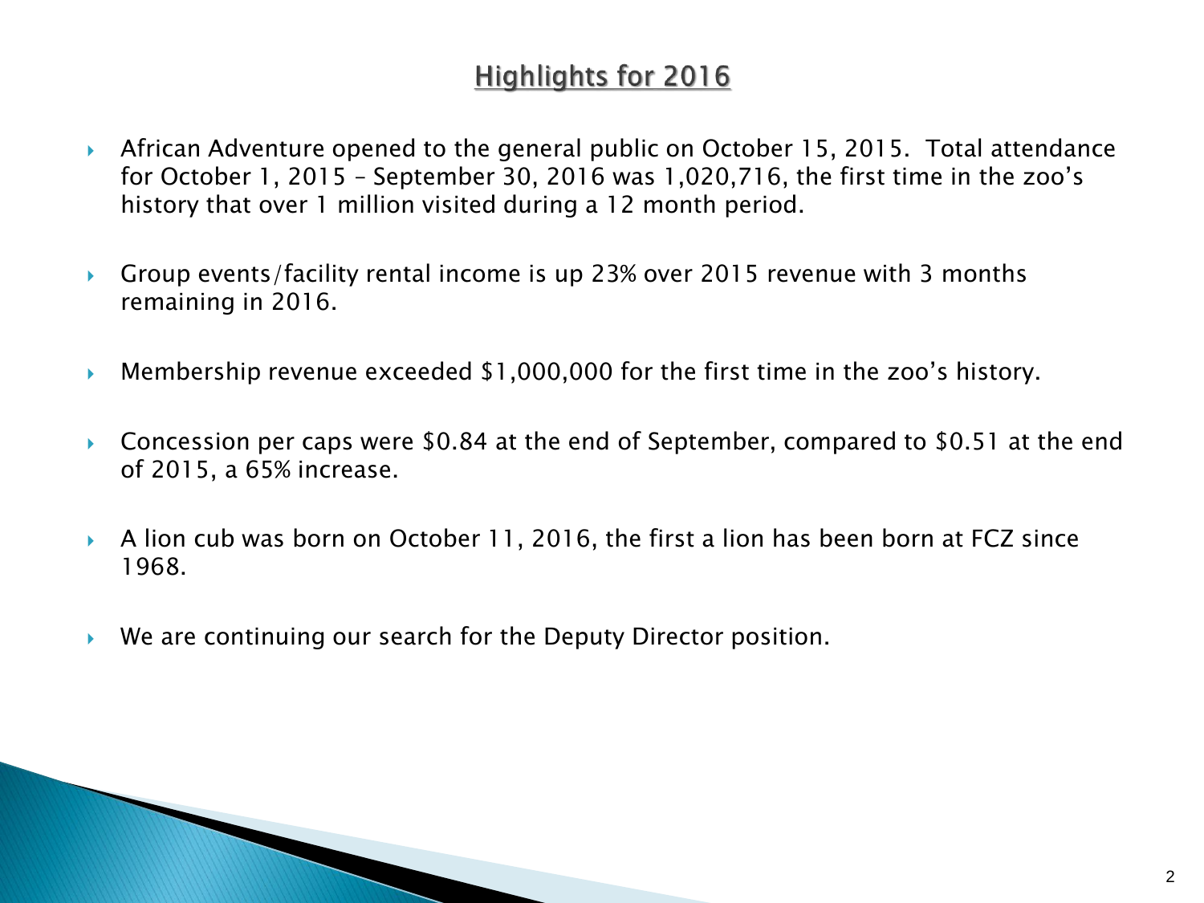## Highlights for 2016

- African Adventure opened to the general public on October 15, 2015. Total attendance for October 1, 2015 – September 30, 2016 was 1,020,716, the first time in the zoo's history that over 1 million visited during a 12 month period.

- Group events/facility rental income is up 23% over 2015 revenue with 3 months remaining in 2016.

- Membership revenue exceeded $1,000,000 for the first time in the zoo's history.

- Concession per caps were $0.84 at the end of September, compared to $0.51 at the end of 2015, a 65% increase.

- A lion cub was born on October 11, 2016, the first a lion has been born at FCZ since 1968.

- We are continuing our search for the Deputy Director position.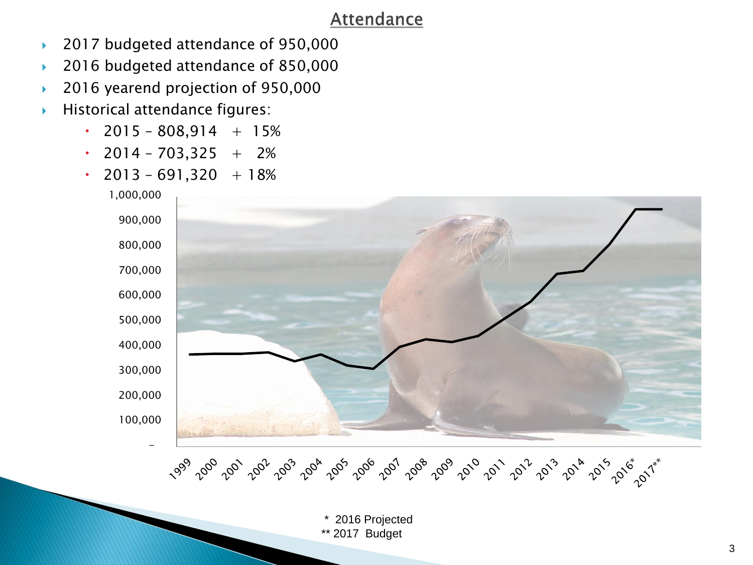## Attendance

- 2017 budgeted attendance of 950,000
- 2016 budgeted attendance of 850,000
- 2016 yearend projection of 950,000
- Historical attendance figures:
  - 2015 – 808,914 + 15%
  - 2014 – 703,325 + 2%
  - 2013 – 691,320 + 18%

\* 2016 Projected
\*\* 2017 Budget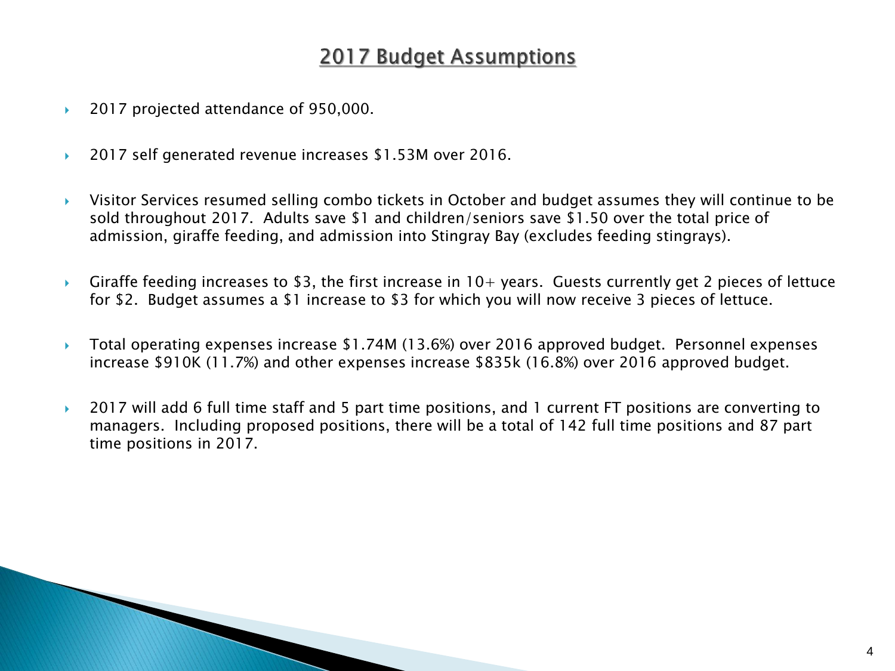# 2017 Budget Assumptions

- 2017 projected attendance of 950,000.
- 2017 self generated revenue increases $1.53M over 2016.
- Visitor Services resumed selling combo tickets in October and budget assumes they will continue to be sold throughout 2017. Adults save $1 and children/seniors save $1.50 over the total price of admission, giraffe feeding, and admission into Stingray Bay (excludes feeding stingrays).
- Giraffe feeding increases to $3, the first increase in 10+ years. Guests currently get 2 pieces of lettuce for $2. Budget assumes a $1 increase to $3 for which you will now receive 3 pieces of lettuce.
- Total operating expenses increase $1.74M (13.6%) over 2016 approved budget. Personnel expenses increase $910K (11.7%) and other expenses increase $835k (16.8%) over 2016 approved budget.
- 2017 will add 6 full time staff and 5 part time positions, and 1 current FT positions are converting to managers. Including proposed positions, there will be a total of 142 full time positions and 87 part time positions in 2017.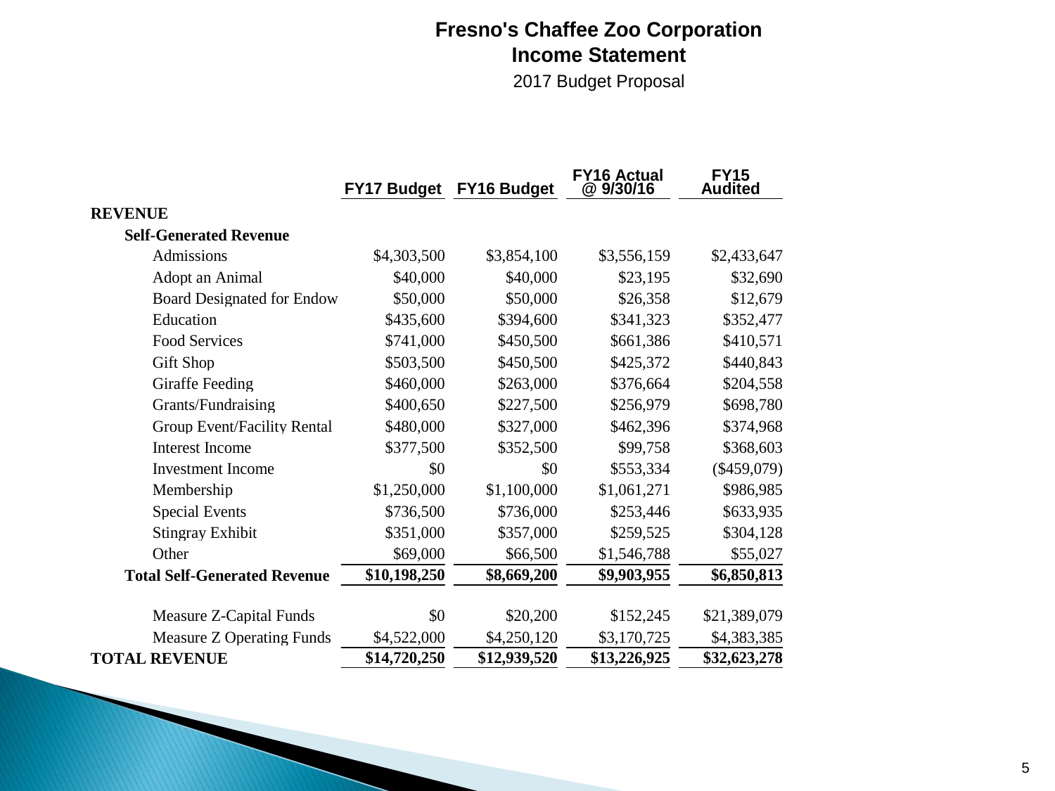# Fresno's Chaffee Zoo Corporation
## Income Statement
2017 Budget Proposal

| | FY17 Budget | FY16 Budget | FY16 Actual @ 9/30/16 | FY15 Audited |
|---|---|---|---|---|
| **REVENUE** | | | | |
| **Self-Generated Revenue** | | | | |
| Admissions | $4,303,500 | $3,854,100 | $3,556,159 | $2,433,647 |
| Adopt an Animal | $40,000 | $40,000 | $23,195 | $32,690 |
| Board Designated for Endow | $50,000 | $50,000 | $26,358 | $12,679 |
| Education | $435,600 | $394,600 | $341,323 | $352,477 |
| Food Services | $741,000 | $450,500 | $661,386 | $410,571 |
| Gift Shop | $503,500 | $450,500 | $425,372 | $440,843 |
| Giraffe Feeding | $460,000 | $263,000 | $376,664 | $204,558 |
| Grants/Fundraising | $400,650 | $227,500 | $256,979 | $698,780 |
| Group Event/Facility Rental | $480,000 | $327,000 | $462,396 | $374,968 |
| Interest Income | $377,500 | $352,500 | $99,758 | $368,603 |
| Investment Income | $0 | $0 | $553,334 | ($459,079) |
| Membership | $1,250,000 | $1,100,000 | $1,061,271 | $986,985 |
| Special Events | $736,500 | $736,000 | $253,446 | $633,935 |
| Stingray Exhibit | $351,000 | $357,000 | $259,525 | $304,128 |
| Other | $69,000 | $66,500 | $1,546,788 | $55,027 |
| **Total Self-Generated Revenue** | **$10,198,250** | **$8,669,200** | **$9,903,955** | **$6,850,813** |
| Measure Z-Capital Funds | $0 | $20,200 | $152,245 | $21,389,079 |
| Measure Z Operating Funds | $4,522,000 | $4,250,120 | $3,170,725 | $4,383,385 |
| **TOTAL REVENUE** | **$14,720,250** | **$12,939,520** | **$13,226,925** | **$32,623,278** |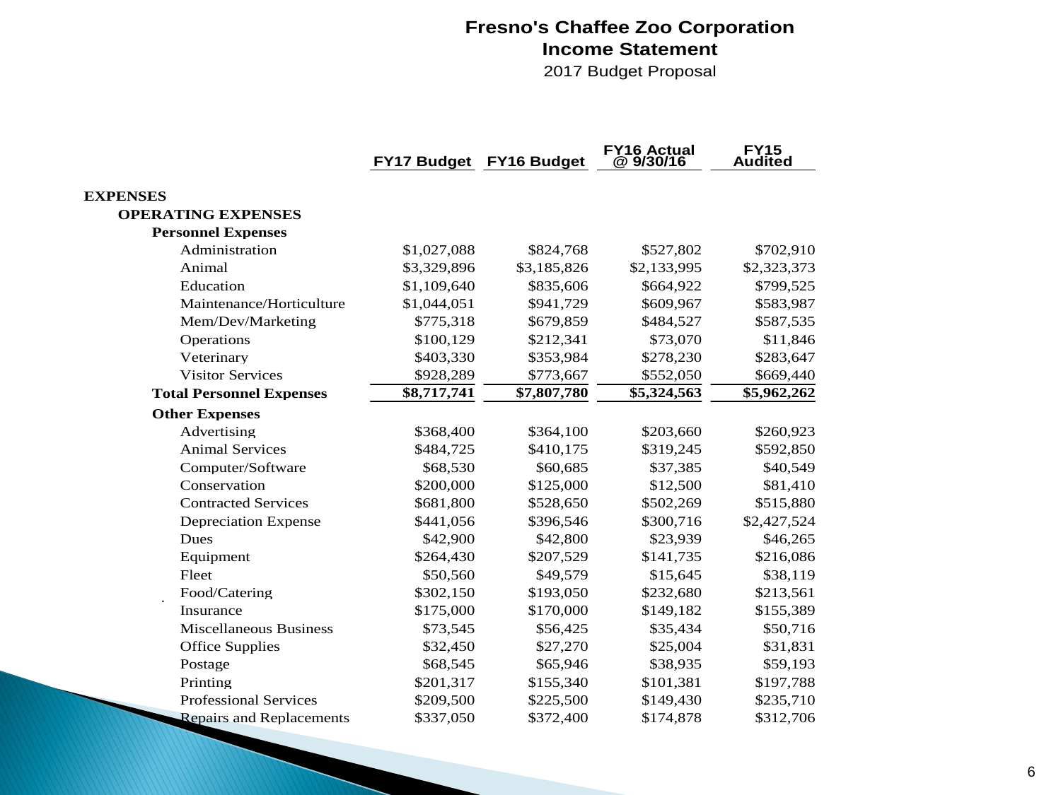# Fresno's Chaffee Zoo Corporation

## Income Statement

2017 Budget Proposal

| | FY17 Budget | FY16 Budget | FY16 Actual @ 9/30/16 | FY15 Audited |
|---|---|---|---|---|
| **EXPENSES** | | | | |
| **OPERATING EXPENSES** | | | | |
| **Personnel Expenses** | | | | |
| Administration | $1,027,088 | $824,768 | $527,802 | $702,910 |
| Animal | $3,329,896 | $3,185,826 | $2,133,995 | $2,323,373 |
| Education | $1,109,640 | $835,606 | $664,922 | $799,525 |
| Maintenance/Horticulture | $1,044,051 | $941,729 | $609,967 | $583,987 |
| Mem/Dev/Marketing | $775,318 | $679,859 | $484,527 | $587,535 |
| Operations | $100,129 | $212,341 | $73,070 | $11,846 |
| Veterinary | $403,330 | $353,984 | $278,230 | $283,647 |
| Visitor Services | $928,289 | $773,667 | $552,050 | $669,440 |
| **Total Personnel Expenses** | **$8,717,741** | **$7,807,780** | **$5,324,563** | **$5,962,262** |
| **Other Expenses** | | | | |
| Advertising | $368,400 | $364,100 | $203,660 | $260,923 |
| Animal Services | $484,725 | $410,175 | $319,245 | $592,850 |
| Computer/Software | $68,530 | $60,685 | $37,385 | $40,549 |
| Conservation | $200,000 | $125,000 | $12,500 | $81,410 |
| Contracted Services | $681,800 | $528,650 | $502,269 | $515,880 |
| Depreciation Expense | $441,056 | $396,546 | $300,716 | $2,427,524 |
| Dues | $42,900 | $42,800 | $23,939 | $46,265 |
| Equipment | $264,430 | $207,529 | $141,735 | $216,086 |
| Fleet | $50,560 | $49,579 | $15,645 | $38,119 |
| Food/Catering | $302,150 | $193,050 | $232,680 | $213,561 |
| Insurance | $175,000 | $170,000 | $149,182 | $155,389 |
| Miscellaneous Business | $73,545 | $56,425 | $35,434 | $50,716 |
| Office Supplies | $32,450 | $27,270 | $25,004 | $31,831 |
| Postage | $68,545 | $65,946 | $38,935 | $59,193 |
| Printing | $201,317 | $155,340 | $101,381 | $197,788 |
| Professional Services | $209,500 | $225,500 | $149,430 | $235,710 |
| Repairs and Replacements | $337,050 | $372,400 | $174,878 | $312,706 |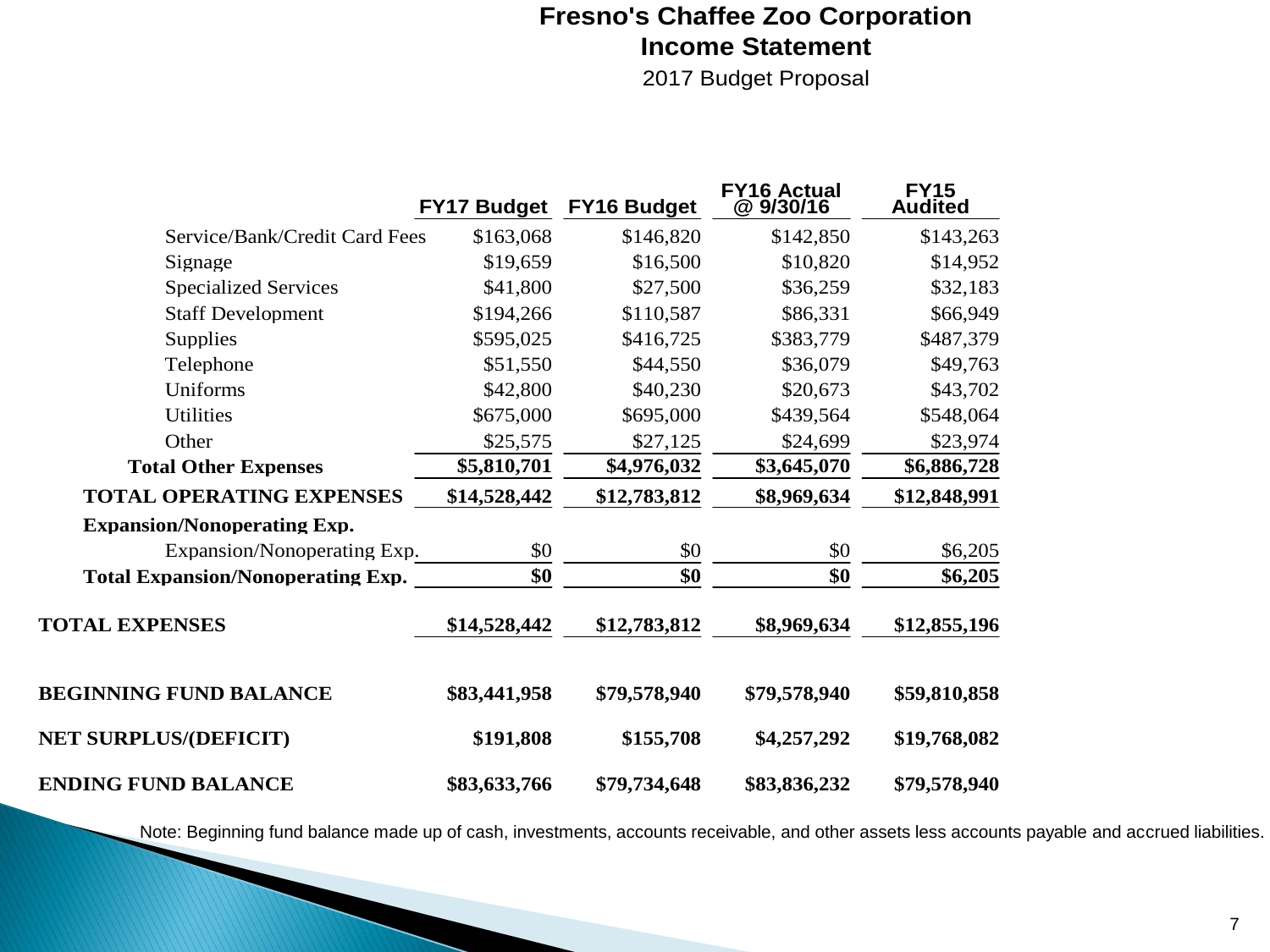# Fresno's Chaffee Zoo Corporation
## Income Statement
2017 Budget Proposal

| | FY17 Budget | FY16 Budget | FY16 Actual @ 9/30/16 | FY15 Audited |
|---|---|---|---|---|
| Service/Bank/Credit Card Fees | $163,068 | $146,820 | $142,850 | $143,263 |
| Signage | $19,659 | $16,500 | $10,820 | $14,952 |
| Specialized Services | $41,800 | $27,500 | $36,259 | $32,183 |
| Staff Development | $194,266 | $110,587 | $86,331 | $66,949 |
| Supplies | $595,025 | $416,725 | $383,779 | $487,379 |
| Telephone | $51,550 | $44,550 | $36,079 | $49,763 |
| Uniforms | $42,800 | $40,230 | $20,673 | $43,702 |
| Utilities | $675,000 | $695,000 | $439,564 | $548,064 |
| Other | $25,575 | $27,125 | $24,699 | $23,974 |
| **Total Other Expenses** | **$5,810,701** | **$4,976,032** | **$3,645,070** | **$6,886,728** |
| **TOTAL OPERATING EXPENSES** | **$14,528,442** | **$12,783,812** | **$8,969,634** | **$12,848,991** |
| **Expansion/Nonoperating Exp.** | | | | |
| Expansion/Nonoperating Exp. | $0 | $0 | $0 | $6,205 |
| **Total Expansion/Nonoperating Exp.** | **$0** | **$0** | **$0** | **$6,205** |
| **TOTAL EXPENSES** | **$14,528,442** | **$12,783,812** | **$8,969,634** | **$12,855,196** |
| **BEGINNING FUND BALANCE** | **$83,441,958** | **$79,578,940** | **$79,578,940** | **$59,810,858** |
| **NET SURPLUS/(DEFICIT)** | **$191,808** | **$155,708** | **$4,257,292** | **$19,768,082** |
| **ENDING FUND BALANCE** | **$83,633,766** | **$79,734,648** | **$83,836,232** | **$79,578,940** |

Note: Beginning fund balance made up of cash, investments, accounts receivable, and other assets less accounts payable and accrued liabilities.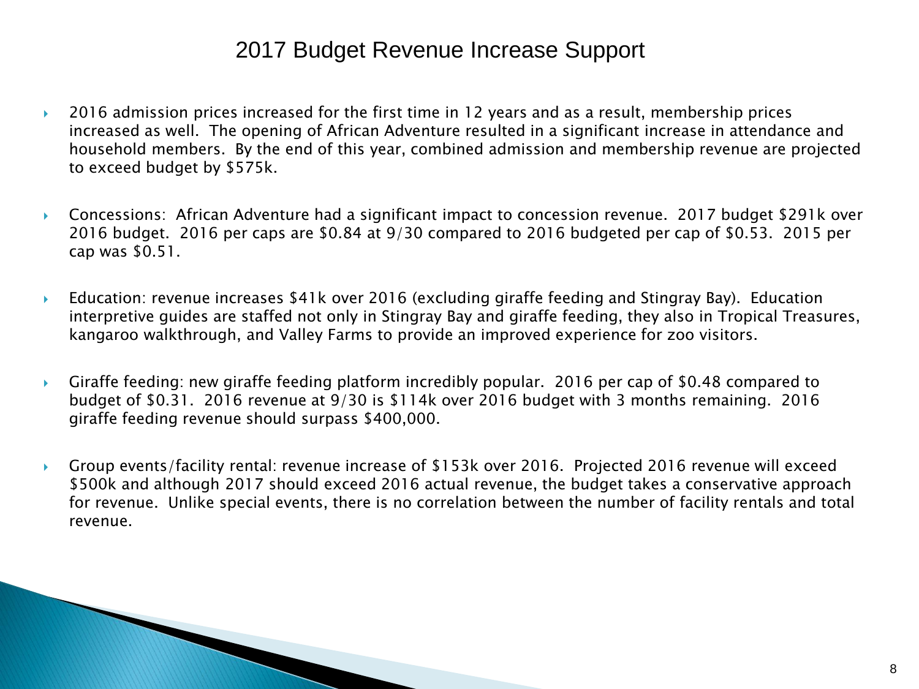# 2017 Budget Revenue Increase Support

- 2016 admission prices increased for the first time in 12 years and as a result, membership prices increased as well. The opening of African Adventure resulted in a significant increase in attendance and household members. By the end of this year, combined admission and membership revenue are projected to exceed budget by $575k.
- Concessions: African Adventure had a significant impact to concession revenue. 2017 budget $291k over 2016 budget. 2016 per caps are $0.84 at 9/30 compared to 2016 budgeted per cap of $0.53. 2015 per cap was $0.51.
- Education: revenue increases $41k over 2016 (excluding giraffe feeding and Stingray Bay). Education interpretive guides are staffed not only in Stingray Bay and giraffe feeding, they also in Tropical Treasures, kangaroo walkthrough, and Valley Farms to provide an improved experience for zoo visitors.
- Giraffe feeding: new giraffe feeding platform incredibly popular. 2016 per cap of $0.48 compared to budget of $0.31. 2016 revenue at 9/30 is $114k over 2016 budget with 3 months remaining. 2016 giraffe feeding revenue should surpass $400,000.
- Group events/facility rental: revenue increase of $153k over 2016. Projected 2016 revenue will exceed $500k and although 2017 should exceed 2016 actual revenue, the budget takes a conservative approach for revenue. Unlike special events, there is no correlation between the number of facility rentals and total revenue.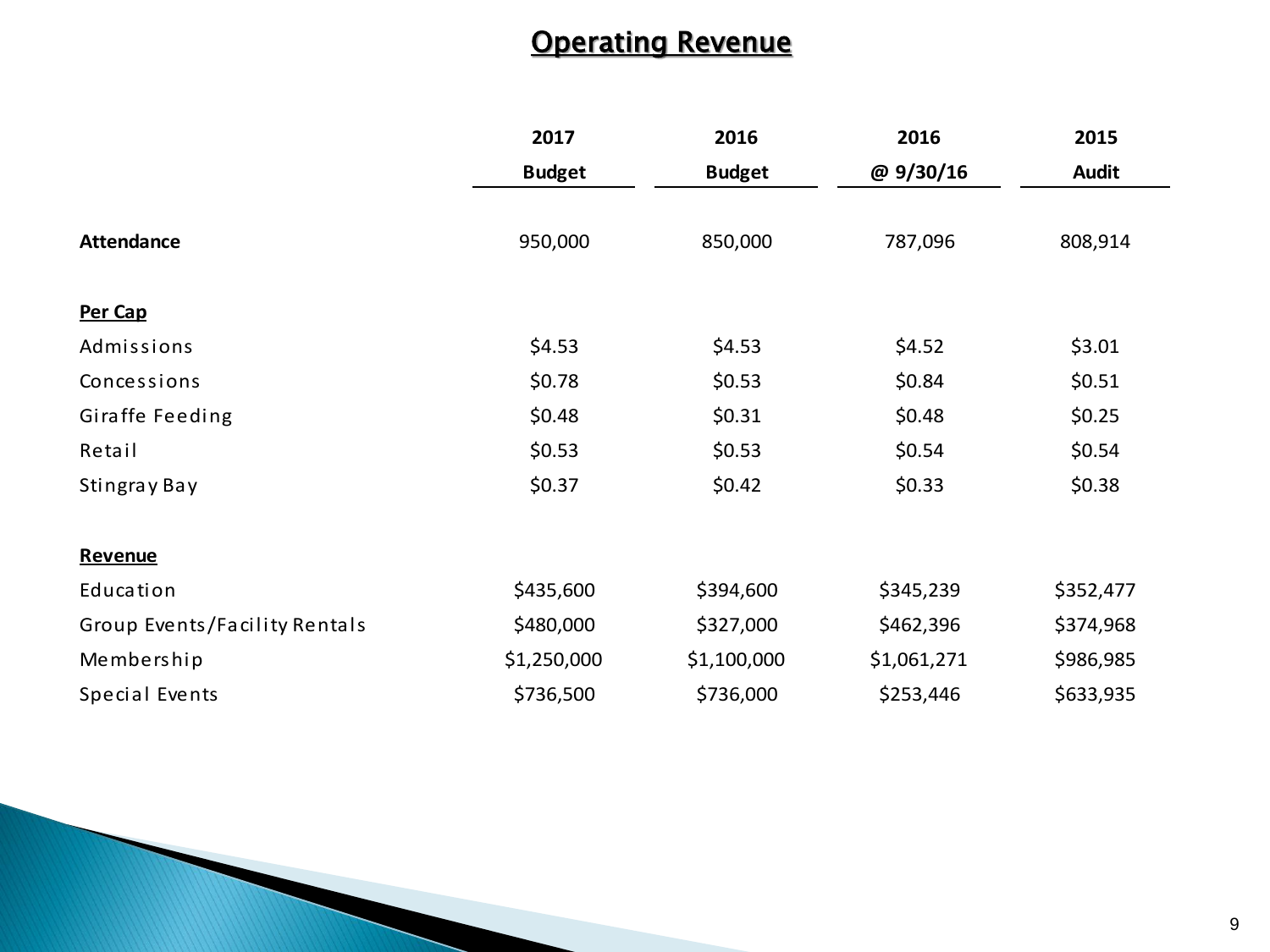# Operating Revenue

| | 2017 Budget | 2016 Budget | 2016 @ 9/30/16 | 2015 Audit |
|---|---|---|---|---|
| **Attendance** | 950,000 | 850,000 | 787,096 | 808,914 |
| **Per Cap** | | | | |
| Admissions | $4.53 | $4.53 | $4.52 | $3.01 |
| Concessions | $0.78 | $0.53 | $0.84 | $0.51 |
| Giraffe Feeding | $0.48 | $0.31 | $0.48 | $0.25 |
| Retail | $0.53 | $0.53 | $0.54 | $0.54 |
| Stingray Bay | $0.37 | $0.42 | $0.33 | $0.38 |
| **Revenue** | | | | |
| Education | $435,600 | $394,600 | $345,239 | $352,477 |
| Group Events/Facility Rentals | $480,000 | $327,000 | $462,396 | $374,968 |
| Membership | $1,250,000 | $1,100,000 | $1,061,271 | $986,985 |
| Special Events | $736,500 | $736,000 | $253,446 | $633,935 |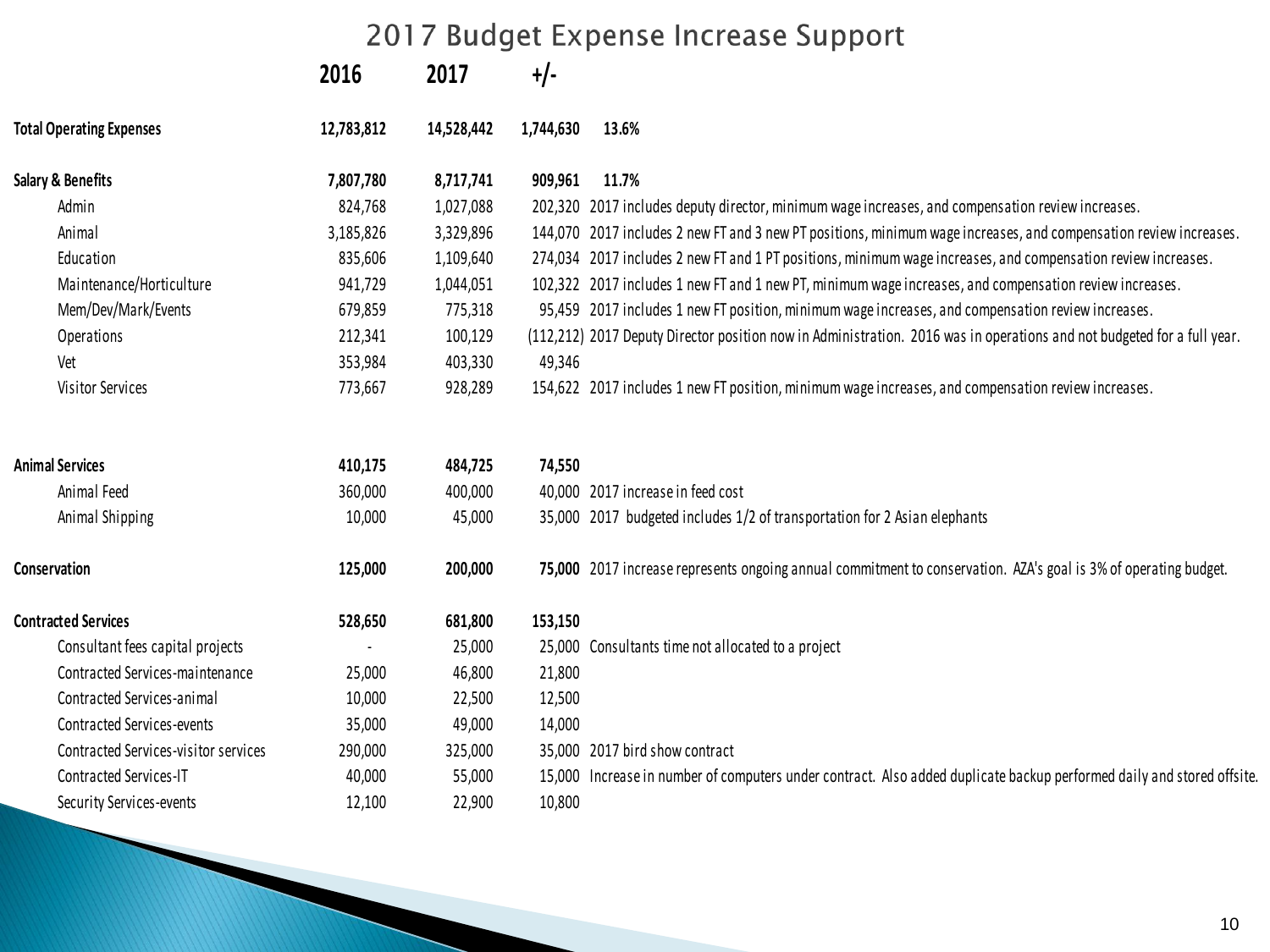# 2017 Budget Expense Increase Support

| | 2016 | 2017 | +/- | |
|---|---|---|---|---|
| **Total Operating Expenses** | **12,783,812** | **14,528,442** | **1,744,630** | **13.6%** |
| | | | | |
| **Salary & Benefits** | **7,807,780** | **8,717,741** | **909,961** | **11.7%** |
| Admin | 824,768 | 1,027,088 | 202,320 | 2017 includes deputy director, minimum wage increases, and compensation review increases. |
| Animal | 3,185,826 | 3,329,896 | 144,070 | 2017 includes 2 new FT and 3 new PT positions, minimum wage increases, and compensation review increases. |
| Education | 835,606 | 1,109,640 | 274,034 | 2017 includes 2 new FT and 1 PT positions, minimum wage increases, and compensation review increases. |
| Maintenance/Horticulture | 941,729 | 1,044,051 | 102,322 | 2017 includes 1 new FT and 1 new PT, minimum wage increases, and compensation review increases. |
| Mem/Dev/Mark/Events | 679,859 | 775,318 | 95,459 | 2017 includes 1 new FT position, minimum wage increases, and compensation review increases. |
| Operations | 212,341 | 100,129 | (112,212) | 2017 Deputy Director position now in Administration. 2016 was in operations and not budgeted for a full year. |
| Vet | 353,984 | 403,330 | 49,346 | |
| Visitor Services | 773,667 | 928,289 | 154,622 | 2017 includes 1 new FT position, minimum wage increases, and compensation review increases. |
| | | | | |
| **Animal Services** | **410,175** | **484,725** | **74,550** | |
| Animal Feed | 360,000 | 400,000 | 40,000 | 2017 increase in feed cost |
| Animal Shipping | 10,000 | 45,000 | 35,000 | 2017 budgeted includes 1/2 of transportation for 2 Asian elephants |
| | | | | |
| **Conservation** | **125,000** | **200,000** | **75,000** | 2017 increase represents ongoing annual commitment to conservation. AZA's goal is 3% of operating budget. |
| | | | | |
| **Contracted Services** | **528,650** | **681,800** | **153,150** | |
| Consultant fees capital projects | - | 25,000 | 25,000 | Consultants time not allocated to a project |
| Contracted Services-maintenance | 25,000 | 46,800 | 21,800 | |
| Contracted Services-animal | 10,000 | 22,500 | 12,500 | |
| Contracted Services-events | 35,000 | 49,000 | 14,000 | |
| Contracted Services-visitor services | 290,000 | 325,000 | 35,000 | 2017 bird show contract |
| Contracted Services-IT | 40,000 | 55,000 | 15,000 | Increase in number of computers under contract. Also added duplicate backup performed daily and stored offsite. |
| Security Services-events | 12,100 | 22,900 | 10,800 | |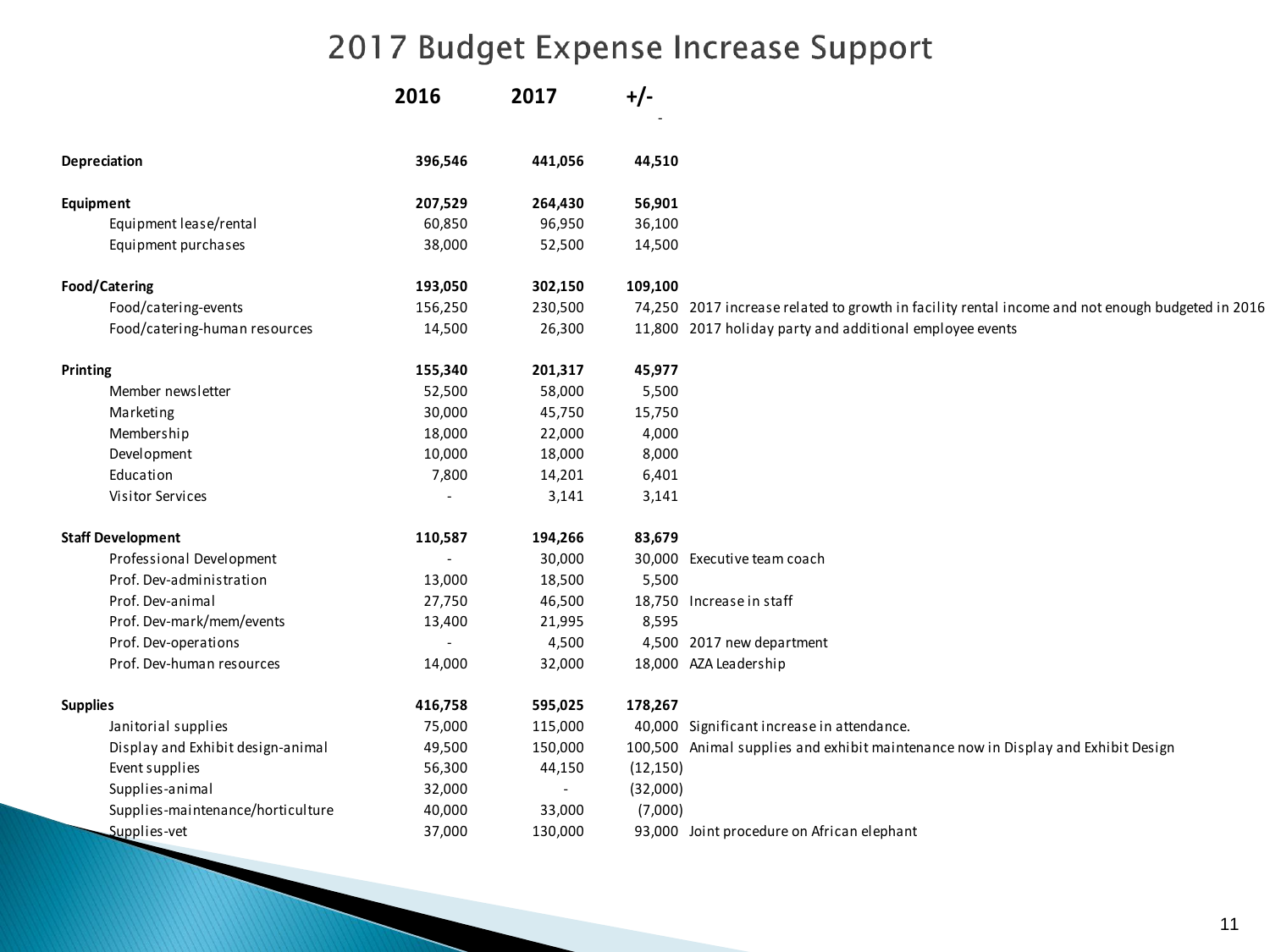# 2017 Budget Expense Increase Support

| | 2016 | 2017 | +/- | |
|---|---|---|---|---|
| **Depreciation** | **396,546** | **441,056** | **44,510** | |
| **Equipment** | **207,529** | **264,430** | **56,901** | |
| Equipment lease/rental | 60,850 | 96,950 | 36,100 | |
| Equipment purchases | 38,000 | 52,500 | 14,500 | |
| **Food/Catering** | **193,050** | **302,150** | **109,100** | |
| Food/catering-events | 156,250 | 230,500 | 74,250 | 2017 increase related to growth in facility rental income and not enough budgeted in 2016 |
| Food/catering-human resources | 14,500 | 26,300 | 11,800 | 2017 holiday party and additional employee events |
| **Printing** | **155,340** | **201,317** | **45,977** | |
| Member newsletter | 52,500 | 58,000 | 5,500 | |
| Marketing | 30,000 | 45,750 | 15,750 | |
| Membership | 18,000 | 22,000 | 4,000 | |
| Development | 10,000 | 18,000 | 8,000 | |
| Education | 7,800 | 14,201 | 6,401 | |
| Visitor Services | - | 3,141 | 3,141 | |
| **Staff Development** | **110,587** | **194,266** | **83,679** | |
| Professional Development | - | 30,000 | 30,000 | Executive team coach |
| Prof. Dev-administration | 13,000 | 18,500 | 5,500 | |
| Prof. Dev-animal | 27,750 | 46,500 | 18,750 | Increase in staff |
| Prof. Dev-mark/mem/events | 13,400 | 21,995 | 8,595 | |
| Prof. Dev-operations | - | 4,500 | 4,500 | 2017 new department |
| Prof. Dev-human resources | 14,000 | 32,000 | 18,000 | AZA Leadership |
| **Supplies** | **416,758** | **595,025** | **178,267** | |
| Janitorial supplies | 75,000 | 115,000 | 40,000 | Significant increase in attendance. |
| Display and Exhibit design-animal | 49,500 | 150,000 | 100,500 | Animal supplies and exhibit maintenance now in Display and Exhibit Design |
| Event supplies | 56,300 | 44,150 | (12,150) | |
| Supplies-animal | 32,000 | - | (32,000) | |
| Supplies-maintenance/horticulture | 40,000 | 33,000 | (7,000) | |
| Supplies-vet | 37,000 | 130,000 | 93,000 | Joint procedure on African elephant |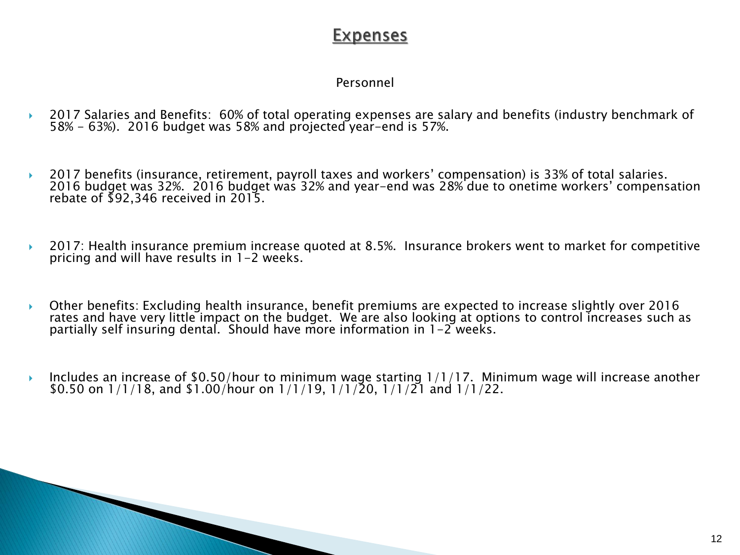# Expenses

### Personnel

- 2017 Salaries and Benefits: 60% of total operating expenses are salary and benefits (industry benchmark of 58% - 63%). 2016 budget was 58% and projected year-end is 57%.

- 2017 benefits (insurance, retirement, payroll taxes and workers' compensation) is 33% of total salaries. 2016 budget was 32%. 2016 budget was 32% and year-end was 28% due to onetime workers' compensation rebate of $92,346 received in 2015.

- 2017: Health insurance premium increase quoted at 8.5%. Insurance brokers went to market for competitive pricing and will have results in 1-2 weeks.

- Other benefits: Excluding health insurance, benefit premiums are expected to increase slightly over 2016 rates and have very little impact on the budget. We are also looking at options to control increases such as partially self insuring dental. Should have more information in 1-2 weeks.

- Includes an increase of $0.50/hour to minimum wage starting 1/1/17. Minimum wage will increase another $0.50 on 1/1/18, and $1.00/hour on 1/1/19, 1/1/20, 1/1/21 and 1/1/22.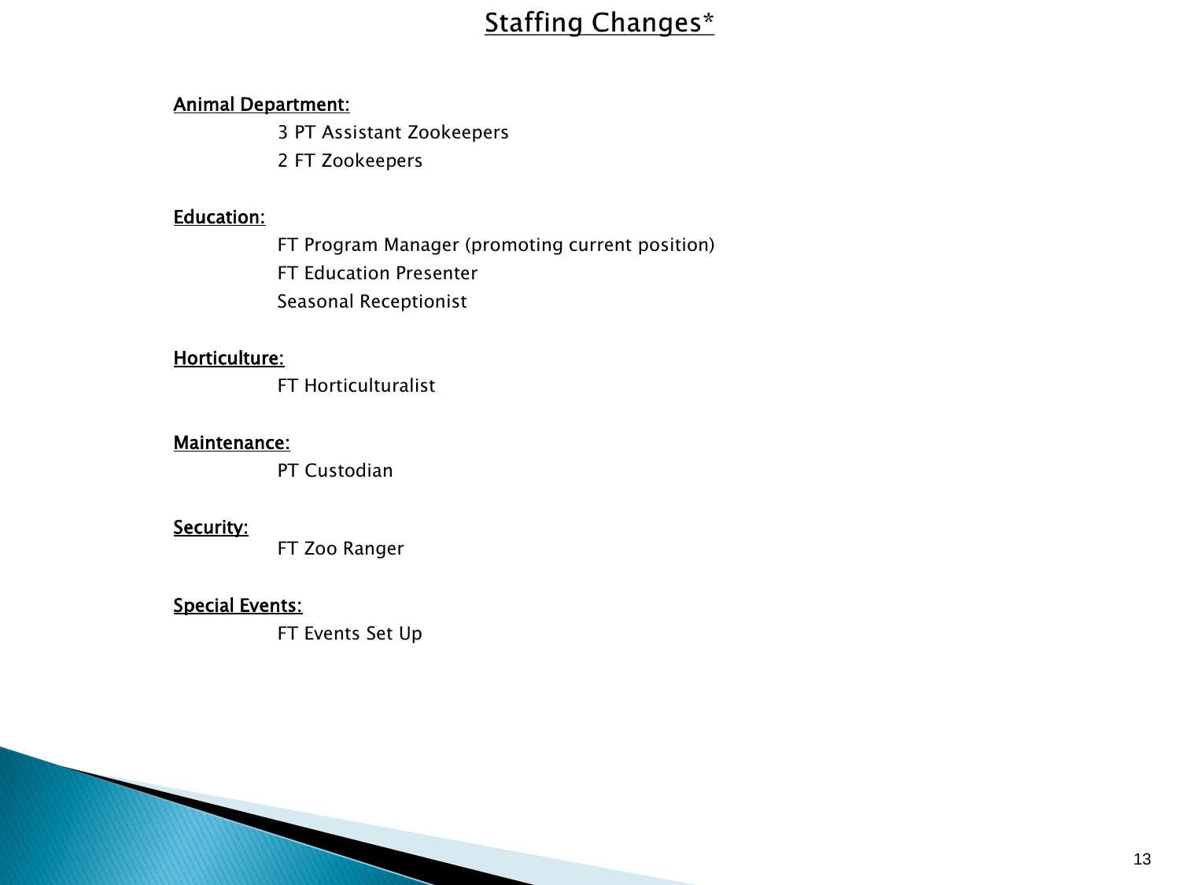# Staffing Changes*

**Animal Department:**

3 PT Assistant Zookeepers

2 FT Zookeepers

**Education:**

FT Program Manager (promoting current position)

FT Education Presenter

Seasonal Receptionist

**Horticulture:**

FT Horticulturalist

**Maintenance:**

PT Custodian

**Security:**

FT Zoo Ranger

**Special Events:**

FT Events Set Up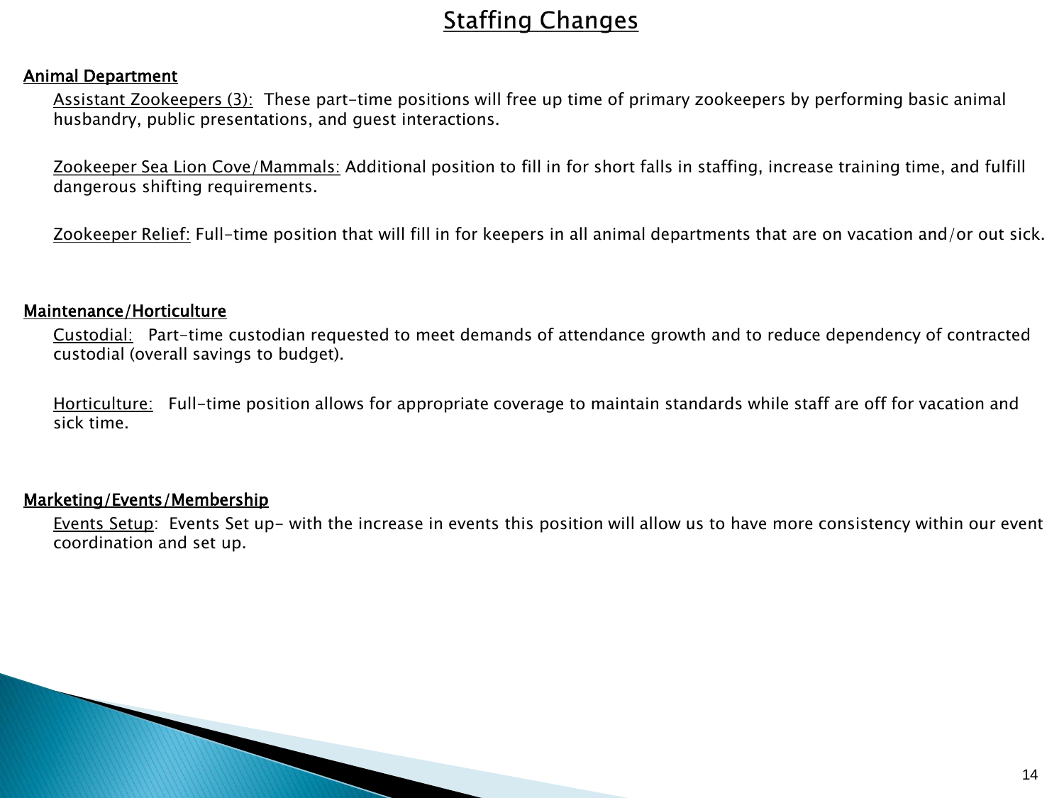# Staffing Changes

## Animal Department

Assistant Zookeepers (3): These part-time positions will free up time of primary zookeepers by performing basic animal husbandry, public presentations, and guest interactions.

Zookeeper Sea Lion Cove/Mammals: Additional position to fill in for short falls in staffing, increase training time, and fulfill dangerous shifting requirements.

Zookeeper Relief: Full-time position that will fill in for keepers in all animal departments that are on vacation and/or out sick.

## Maintenance/Horticulture

Custodial: Part-time custodian requested to meet demands of attendance growth and to reduce dependency of contracted custodial (overall savings to budget).

Horticulture: Full-time position allows for appropriate coverage to maintain standards while staff are off for vacation and sick time.

## Marketing/Events/Membership

Events Setup: Events Set up- with the increase in events this position will allow us to have more consistency within our event coordination and set up.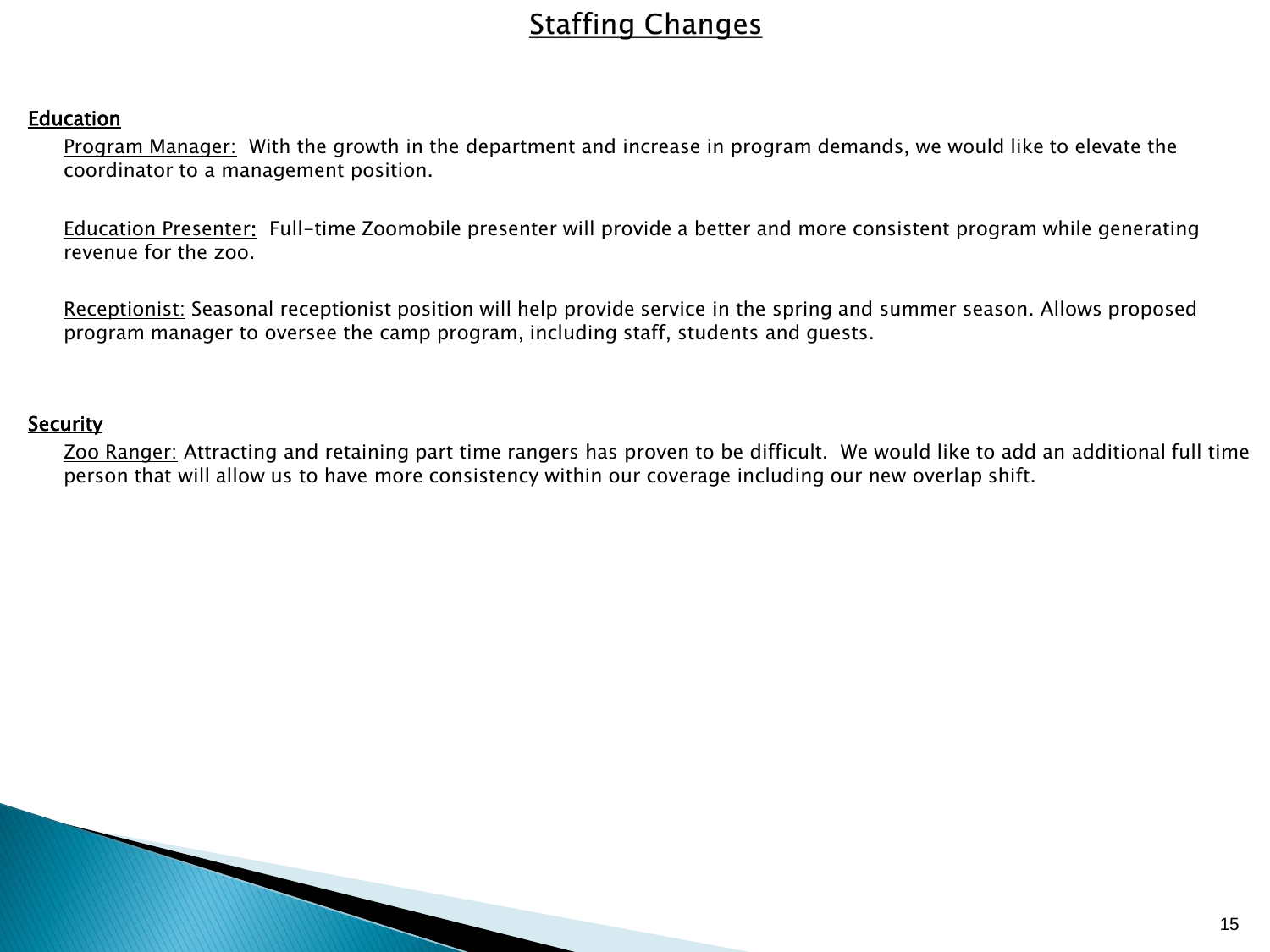# Staffing Changes

## Education

Program Manager: With the growth in the department and increase in program demands, we would like to elevate the coordinator to a management position.

Education Presenter: Full-time Zoomobile presenter will provide a better and more consistent program while generating revenue for the zoo.

Receptionist: Seasonal receptionist position will help provide service in the spring and summer season. Allows proposed program manager to oversee the camp program, including staff, students and guests.

## Security

Zoo Ranger: Attracting and retaining part time rangers has proven to be difficult. We would like to add an additional full time person that will allow us to have more consistency within our coverage including our new overlap shift.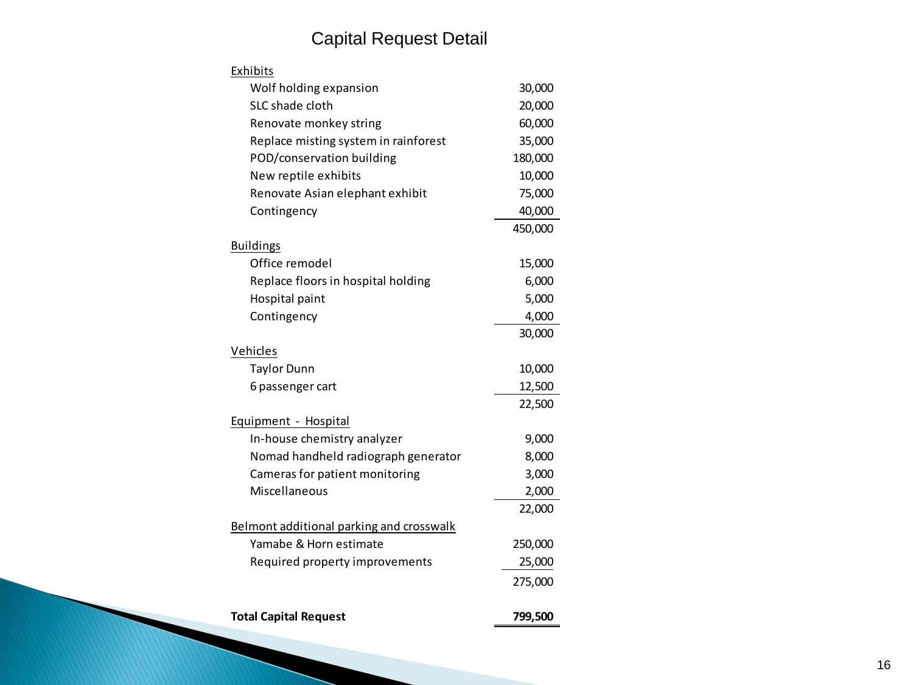# Capital Request Detail

| | |
|---|---|
| **Exhibits** | |
| Wolf holding expansion | 30,000 |
| SLC shade cloth | 20,000 |
| Renovate monkey string | 60,000 |
| Replace misting system in rainforest | 35,000 |
| POD/conservation building | 180,000 |
| New reptile exhibits | 10,000 |
| Renovate Asian elephant exhibit | 75,000 |
| Contingency | 40,000 |
| | 450,000 |
| **Buildings** | |
| Office remodel | 15,000 |
| Replace floors in hospital holding | 6,000 |
| Hospital paint | 5,000 |
| Contingency | 4,000 |
| | 30,000 |
| **Vehicles** | |
| Taylor Dunn | 10,000 |
| 6 passenger cart | 12,500 |
| | 22,500 |
| **Equipment - Hospital** | |
| In-house chemistry analyzer | 9,000 |
| Nomad handheld radiograph generator | 8,000 |
| Cameras for patient monitoring | 3,000 |
| Miscellaneous | 2,000 |
| | 22,000 |
| **Belmont additional parking and crosswalk** | |
| Yamabe & Horn estimate | 250,000 |
| Required property improvements | 25,000 |
| | 275,000 |
| **Total Capital Request** | **799,500** |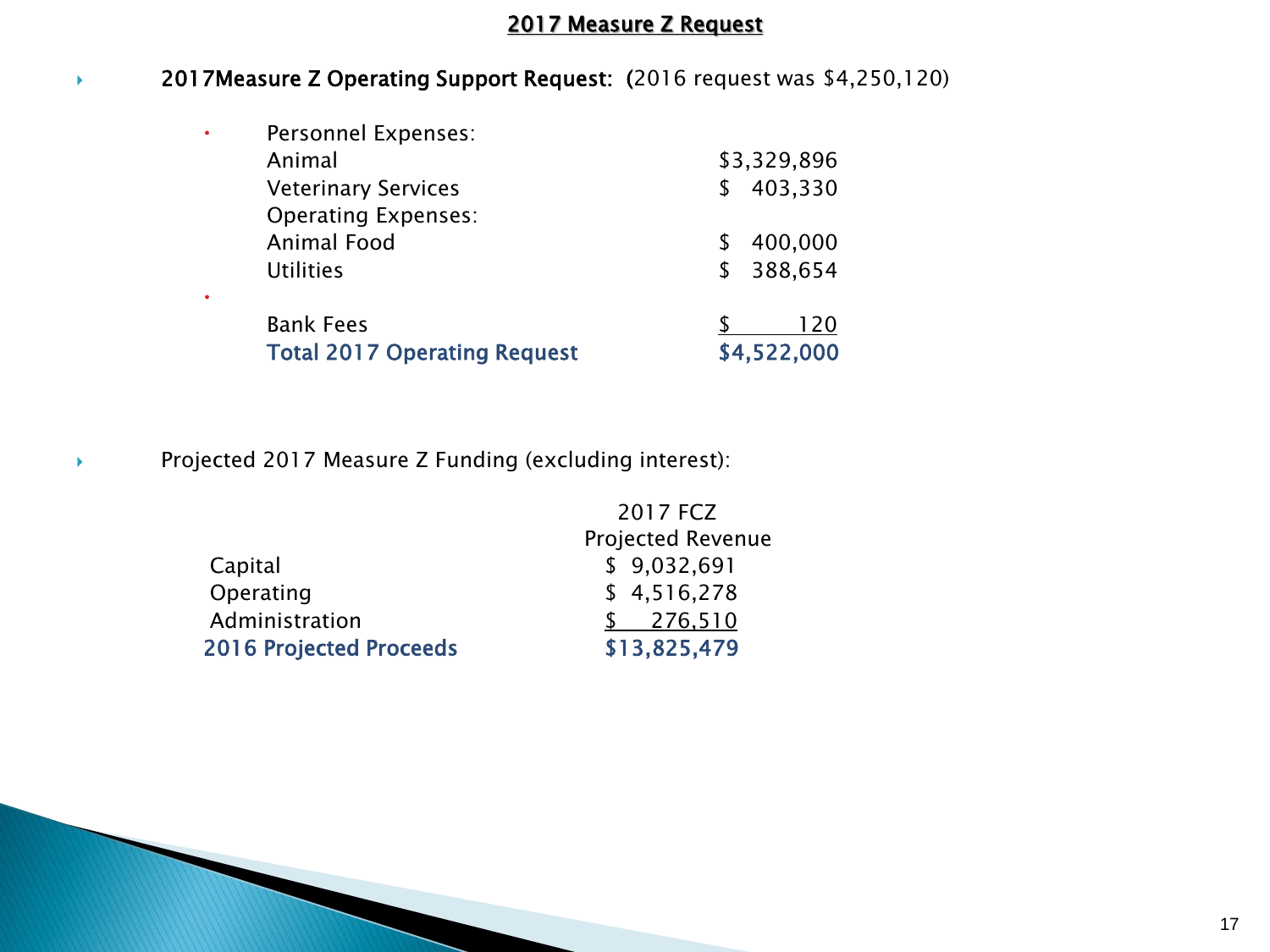# 2017 Measure Z Request

- **2017Measure Z Operating Support Request: (**2016 request was $4,250,120)

| | |
|---|---|
| Personnel Expenses: | |
| Animal | $3,329,896 |
| Veterinary Services | $ 403,330 |
| Operating Expenses: | |
| Animal Food | $ 400,000 |
| Utilities | $ 388,654 |
| Bank Fees | $ 120 |
| **Total 2017 Operating Request** | **$4,522,000** |

- Projected 2017 Measure Z Funding (excluding interest):

| | 2017 FCZ Projected Revenue |
|---|---|
| Capital | $ 9,032,691 |
| Operating | $ 4,516,278 |
| Administration | $ 276,510 |
| **2016 Projected Proceeds** | **$13,825,479** |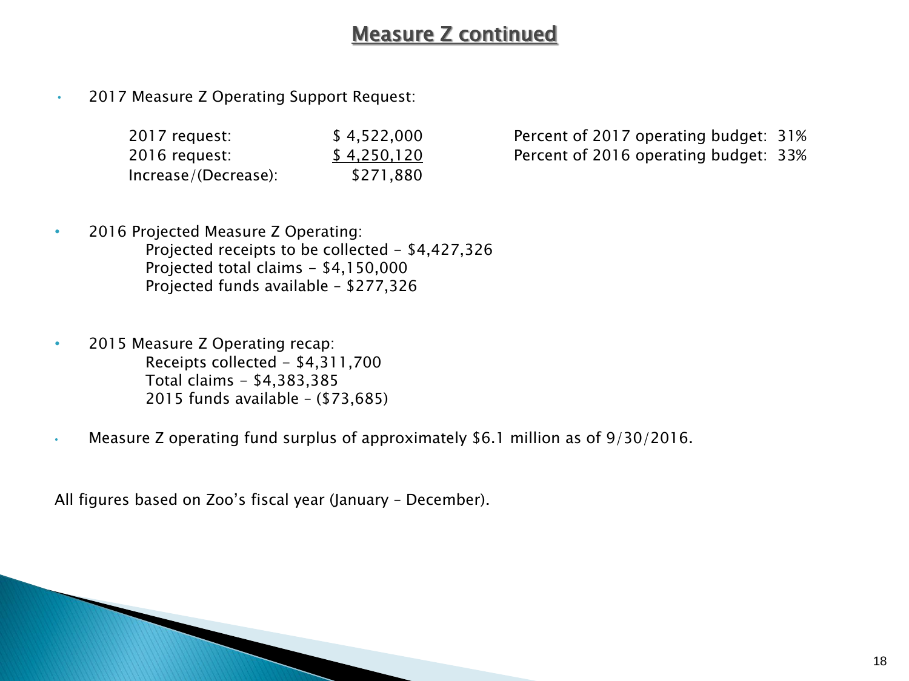# Measure Z continued

- 2017 Measure Z Operating Support Request:

| | | |
|---|---|---|
| 2017 request: | $ 4,522,000 | Percent of 2017 operating budget: 31% |
| 2016 request: | $ 4,250,120 | Percent of 2016 operating budget: 33% |
| Increase/(Decrease): | $271,880 | |

- 2016 Projected Measure Z Operating:
  - Projected receipts to be collected - $4,427,326
  - Projected total claims - $4,150,000
  - Projected funds available – $277,326

- 2015 Measure Z Operating recap:
  - Receipts collected - $4,311,700
  - Total claims - $4,383,385
  - 2015 funds available – ($73,685)

- Measure Z operating fund surplus of approximately $6.1 million as of 9/30/2016.

All figures based on Zoo's fiscal year (January – December).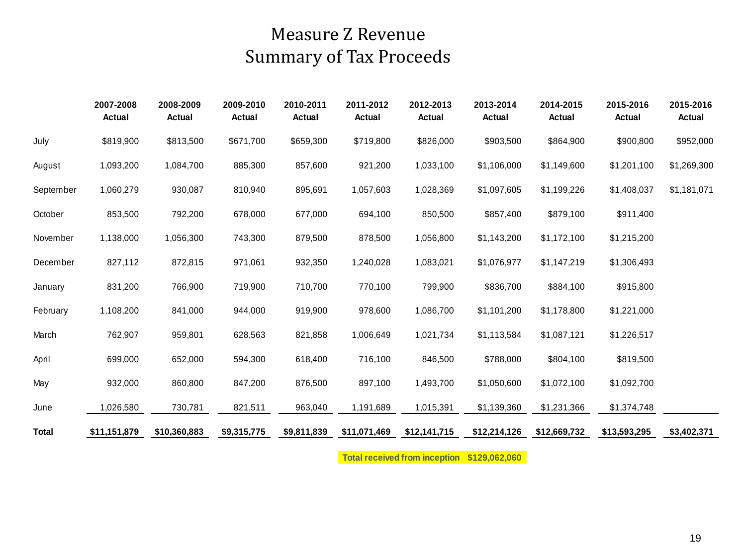# Measure Z Revenue
# Summary of Tax Proceeds

| | 2007-2008 Actual | 2008-2009 Actual | 2009-2010 Actual | 2010-2011 Actual | 2011-2012 Actual | 2012-2013 Actual | 2013-2014 Actual | 2014-2015 Actual | 2015-2016 Actual | 2015-2016 Actual |
|---|---|---|---|---|---|---|---|---|---|---|
| July | $819,900 | $813,500 | $671,700 | $659,300 | $719,800 | $826,000 | $903,500 | $864,900 | $900,800 | $952,000 |
| August | 1,093,200 | 1,084,700 | 885,300 | 857,600 | 921,200 | 1,033,100 | $1,106,000 | $1,149,600 | $1,201,100 | $1,269,300 |
| September | 1,060,279 | 930,087 | 810,940 | 895,691 | 1,057,603 | 1,028,369 | $1,097,605 | $1,199,226 | $1,408,037 | $1,181,071 |
| October | 853,500 | 792,200 | 678,000 | 677,000 | 694,100 | 850,500 | $857,400 | $879,100 | $911,400 | |
| November | 1,138,000 | 1,056,300 | 743,300 | 879,500 | 878,500 | 1,056,800 | $1,143,200 | $1,172,100 | $1,215,200 | |
| December | 827,112 | 872,815 | 971,061 | 932,350 | 1,240,028 | 1,083,021 | $1,076,977 | $1,147,219 | $1,306,493 | |
| January | 831,200 | 766,900 | 719,900 | 710,700 | 770,100 | 799,900 | $836,700 | $884,100 | $915,800 | |
| February | 1,108,200 | 841,000 | 944,000 | 919,900 | 978,600 | 1,086,700 | $1,101,200 | $1,178,800 | $1,221,000 | |
| March | 762,907 | 959,801 | 628,563 | 821,858 | 1,006,649 | 1,021,734 | $1,113,584 | $1,087,121 | $1,226,517 | |
| April | 699,000 | 652,000 | 594,300 | 618,400 | 716,100 | 846,500 | $788,000 | $804,100 | $819,500 | |
| May | 932,000 | 860,800 | 847,200 | 876,500 | 897,100 | 1,493,700 | $1,050,600 | $1,072,100 | $1,092,700 | |
| June | 1,026,580 | 730,781 | 821,511 | 963,040 | 1,191,689 | 1,015,391 | $1,139,360 | $1,231,366 | $1,374,748 | |
| **Total** | **$11,151,879** | **$10,360,883** | **$9,315,775** | **$9,811,839** | **$11,071,469** | **$12,141,715** | **$12,214,126** | **$12,669,732** | **$13,593,295** | **$3,402,371** |

**Total received from inception $129,062,060**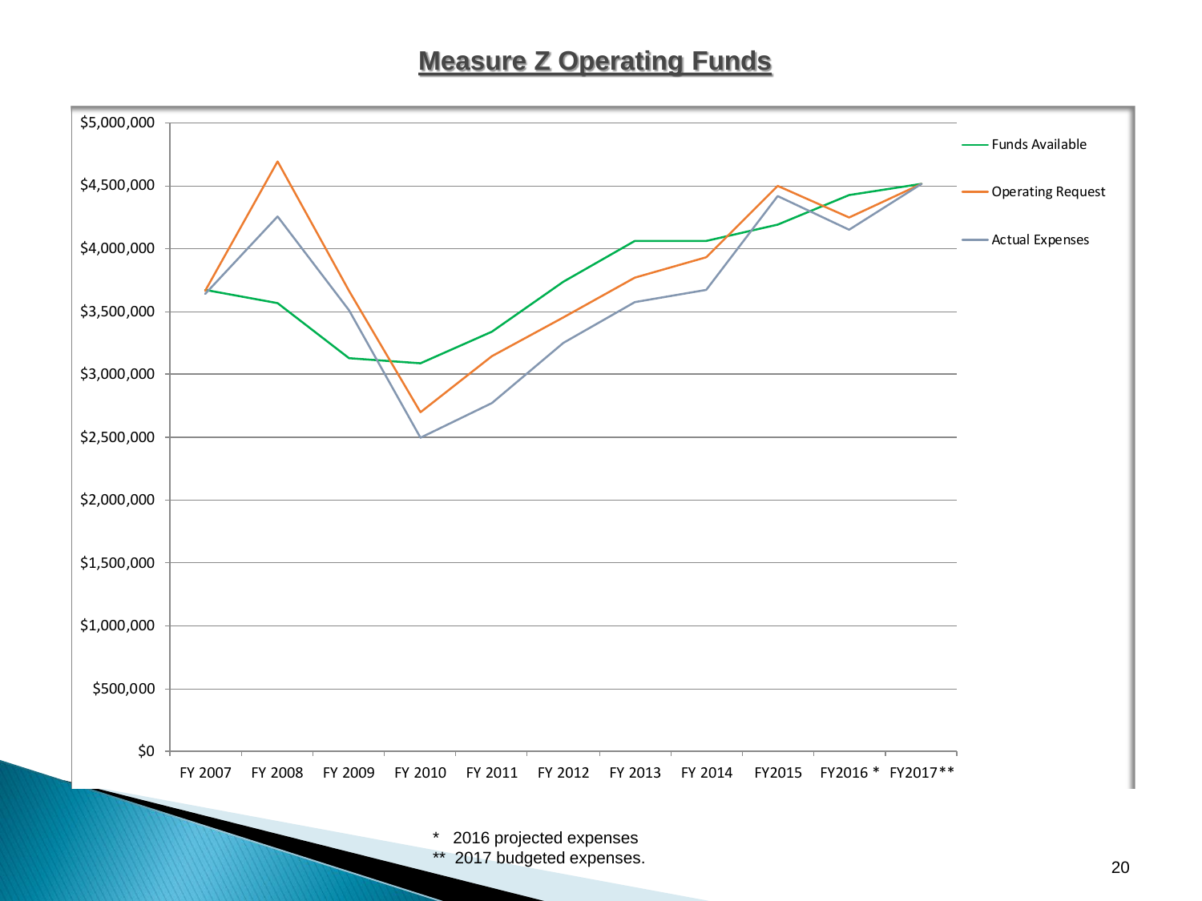# Measure Z Operating Funds

$5,000,000
$4,500,000
$4,000,000
$3,500,000
$3,000,000
$2,500,000
$2,000,000
$1,500,000
$1,000,000
$500,000
$0

FY 2007 FY 2008 FY 2009 FY 2010 FY 2011 FY 2012 FY 2013 FY 2014 FY2015 FY2016 * FY2017**

Funds Available
Operating Request
Actual Expenses

\* 2016 projected expenses
\*\* 2017 budgeted expenses.